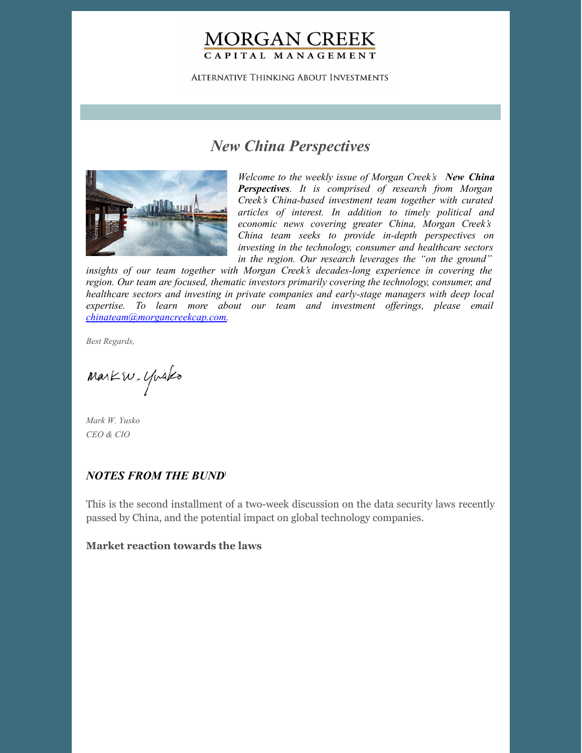# MORGAN CREEK
## CAPITAL MANAGEMENT

ALTERNATIVE THINKING ABOUT INVESTMENTS

## *New China Perspectives*

*Welcome to the weekly issue of Morgan Creek's* ***New China Perspectives****. It is comprised of research from Morgan Creek's China-based investment team together with curated articles of interest. In addition to timely political and economic news covering greater China, Morgan Creek's China team seeks to provide in-depth perspectives on investing in the technology, consumer and healthcare sectors in the region. Our research leverages the "on the ground" insights of our team together with Morgan Creek's decades-long experience in covering the region. Our team are focused, thematic investors primarily covering the technology, consumer, and healthcare sectors and investing in private companies and early-stage managers with deep local expertise. To learn more about our team and investment offerings, please email chinateam@morgancreekcap.com.*

*Best Regards,*

*Mark W. Yusko*
*CEO & CIO*

### *NOTES FROM THE BUND*[1]

This is the second installment of a two-week discussion on the data security laws recently passed by China, and the potential impact on global technology companies.

**Market reaction towards the laws**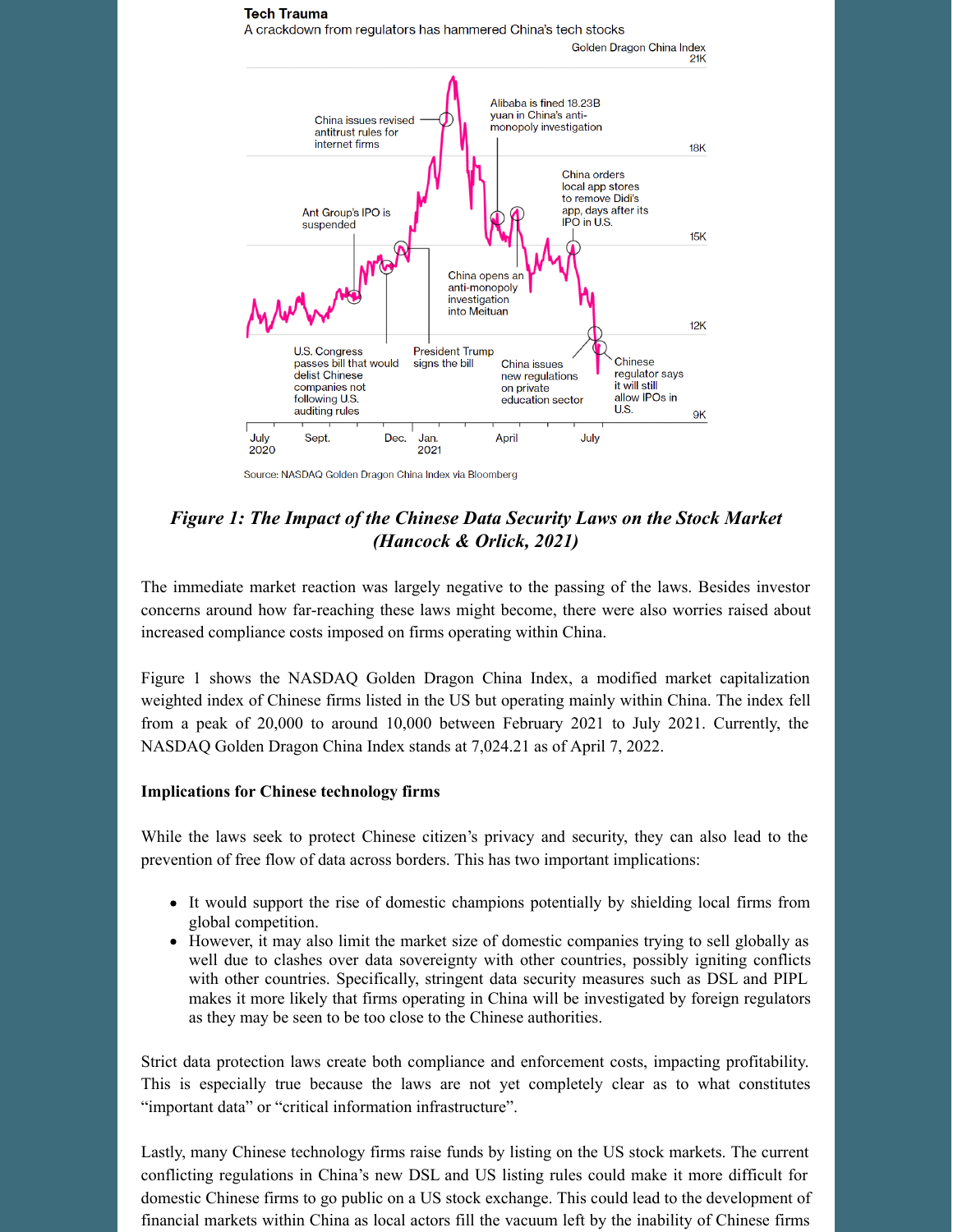*Figure 1: The Impact of the Chinese Data Security Laws on the Stock Market (Hancock & Orlick, 2021)*

The immediate market reaction was largely negative to the passing of the laws. Besides investor concerns around how far-reaching these laws might become, there were also worries raised about increased compliance costs imposed on firms operating within China.

Figure 1 shows the NASDAQ Golden Dragon China Index, a modified market capitalization weighted index of Chinese firms listed in the US but operating mainly within China. The index fell from a peak of 20,000 to around 10,000 between February 2021 to July 2021. Currently, the NASDAQ Golden Dragon China Index stands at 7,024.21 as of April 7, 2022.

**Implications for Chinese technology firms**

While the laws seek to protect Chinese citizen's privacy and security, they can also lead to the prevention of free flow of data across borders. This has two important implications:

- It would support the rise of domestic champions potentially by shielding local firms from global competition.
- However, it may also limit the market size of domestic companies trying to sell globally as well due to clashes over data sovereignty with other countries, possibly igniting conflicts with other countries. Specifically, stringent data security measures such as DSL and PIPL makes it more likely that firms operating in China will be investigated by foreign regulators as they may be seen to be too close to the Chinese authorities.

Strict data protection laws create both compliance and enforcement costs, impacting profitability. This is especially true because the laws are not yet completely clear as to what constitutes "important data" or "critical information infrastructure".

Lastly, many Chinese technology firms raise funds by listing on the US stock markets. The current conflicting regulations in China's new DSL and US listing rules could make it more difficult for domestic Chinese firms to go public on a US stock exchange. This could lead to the development of financial markets within China as local actors fill the vacuum left by the inability of Chinese firms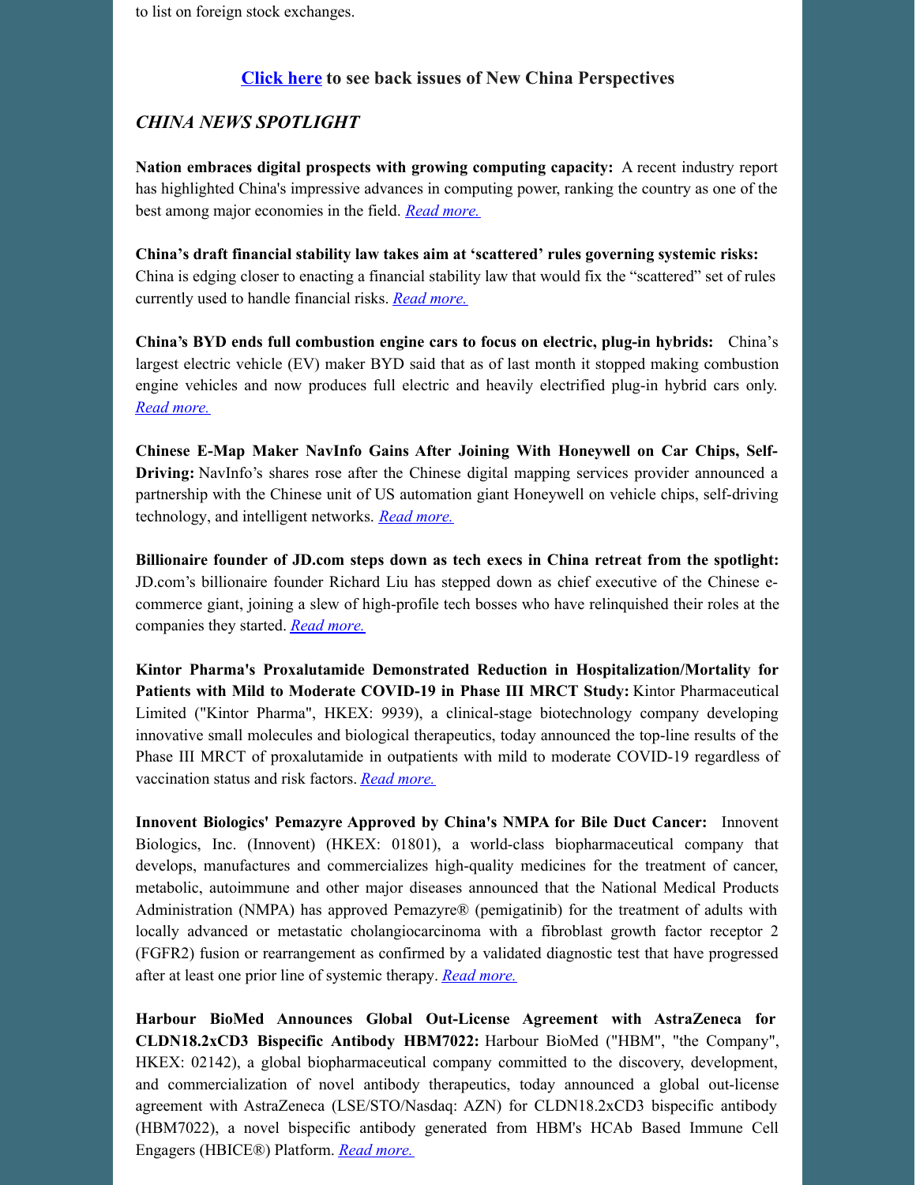to list on foreign stock exchanges.

**Click here to see back issues of New China Perspectives**

## *CHINA NEWS SPOTLIGHT*

**Nation embraces digital prospects with growing computing capacity:** A recent industry report has highlighted China's impressive advances in computing power, ranking the country as one of the best among major economies in the field. *Read more.*

**China's draft financial stability law takes aim at 'scattered' rules governing systemic risks:** China is edging closer to enacting a financial stability law that would fix the "scattered" set of rules currently used to handle financial risks. *Read more.*

**China's BYD ends full combustion engine cars to focus on electric, plug-in hybrids:** China's largest electric vehicle (EV) maker BYD said that as of last month it stopped making combustion engine vehicles and now produces full electric and heavily electrified plug-in hybrid cars only. *Read more.*

**Chinese E-Map Maker NavInfo Gains After Joining With Honeywell on Car Chips, Self-Driving:** NavInfo's shares rose after the Chinese digital mapping services provider announced a partnership with the Chinese unit of US automation giant Honeywell on vehicle chips, self-driving technology, and intelligent networks. *Read more.*

**Billionaire founder of JD.com steps down as tech execs in China retreat from the spotlight:** JD.com's billionaire founder Richard Liu has stepped down as chief executive of the Chinese e-commerce giant, joining a slew of high-profile tech bosses who have relinquished their roles at the companies they started. *Read more.*

**Kintor Pharma's Proxalutamide Demonstrated Reduction in Hospitalization/Mortality for Patients with Mild to Moderate COVID-19 in Phase III MRCT Study:** Kintor Pharmaceutical Limited ("Kintor Pharma", HKEX: 9939), a clinical-stage biotechnology company developing innovative small molecules and biological therapeutics, today announced the top-line results of the Phase III MRCT of proxalutamide in outpatients with mild to moderate COVID-19 regardless of vaccination status and risk factors. *Read more.*

**Innovent Biologics' Pemazyre Approved by China's NMPA for Bile Duct Cancer:** Innovent Biologics, Inc. (Innovent) (HKEX: 01801), a world-class biopharmaceutical company that develops, manufactures and commercializes high-quality medicines for the treatment of cancer, metabolic, autoimmune and other major diseases announced that the National Medical Products Administration (NMPA) has approved Pemazyre® (pemigatinib) for the treatment of adults with locally advanced or metastatic cholangiocarcinoma with a fibroblast growth factor receptor 2 (FGFR2) fusion or rearrangement as confirmed by a validated diagnostic test that have progressed after at least one prior line of systemic therapy. *Read more.*

**Harbour BioMed Announces Global Out-License Agreement with AstraZeneca for CLDN18.2xCD3 Bispecific Antibody HBM7022:** Harbour BioMed ("HBM", "the Company", HKEX: 02142), a global biopharmaceutical company committed to the discovery, development, and commercialization of novel antibody therapeutics, today announced a global out-license agreement with AstraZeneca (LSE/STO/Nasdaq: AZN) for CLDN18.2xCD3 bispecific antibody (HBM7022), a novel bispecific antibody generated from HBM's HCAb Based Immune Cell Engagers (HBICE®) Platform. *Read more.*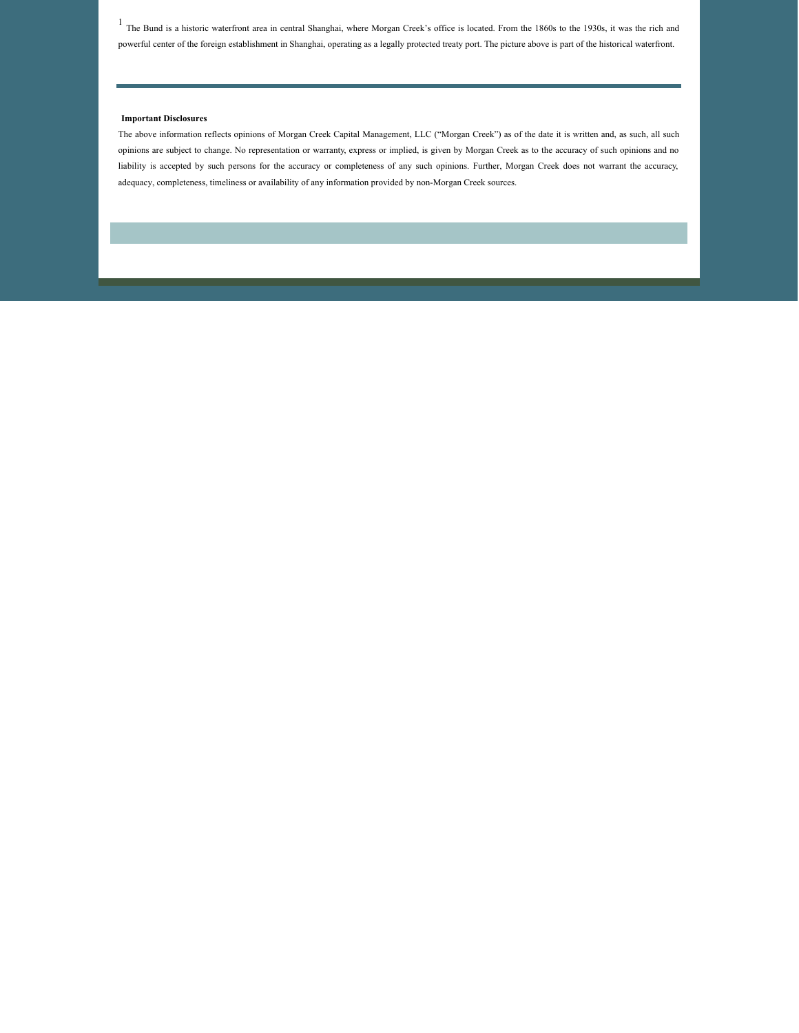[1] The Bund is a historic waterfront area in central Shanghai, where Morgan Creek's office is located. From the 1860s to the 1930s, it was the rich and powerful center of the foreign establishment in Shanghai, operating as a legally protected treaty port. The picture above is part of the historical waterfront.

**Important Disclosures**

The above information reflects opinions of Morgan Creek Capital Management, LLC ("Morgan Creek") as of the date it is written and, as such, all such opinions are subject to change. No representation or warranty, express or implied, is given by Morgan Creek as to the accuracy of such opinions and no liability is accepted by such persons for the accuracy or completeness of any such opinions. Further, Morgan Creek does not warrant the accuracy, adequacy, completeness, timeliness or availability of any information provided by non-Morgan Creek sources.